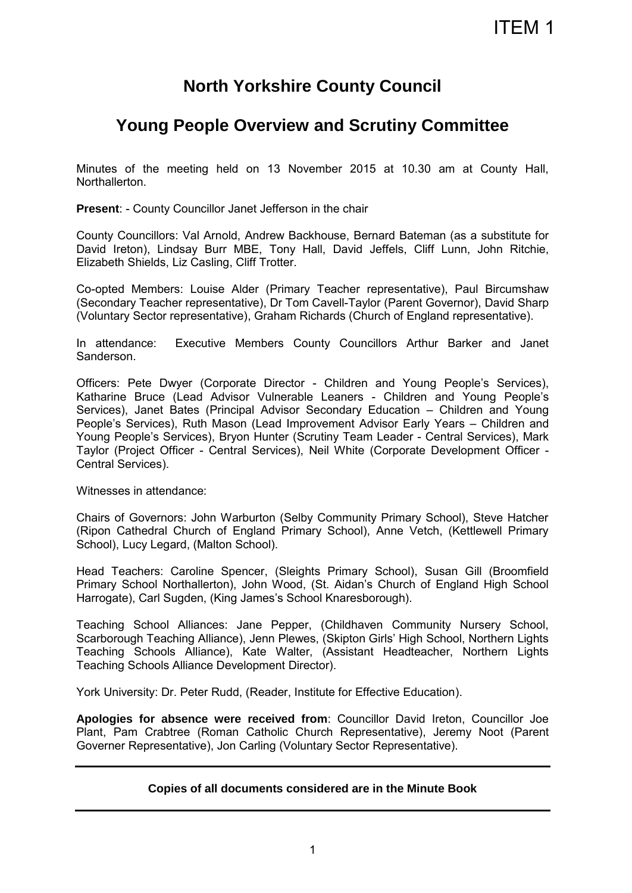ITEM 1

# North Yorkshire County Council

## Young People Overview and Scrutiny Committee

Minutes of the meeting held on 13 November 2015 at 10.30 am at County Hall, Northallerton.

**Present**: - County Councillor Janet Jefferson in the chair

County Councillors: Val Arnold, Andrew Backhouse, Bernard Bateman (as a substitute for David Ireton), Lindsay Burr MBE, Tony Hall, David Jeffels, Cliff Lunn, John Ritchie, Elizabeth Shields, Liz Casling, Cliff Trotter.

Co-opted Members: Louise Alder (Primary Teacher representative), Paul Bircumshaw (Secondary Teacher representative), Dr Tom Cavell-Taylor (Parent Governor), David Sharp (Voluntary Sector representative), Graham Richards (Church of England representative).

In attendance: Executive Members County Councillors Arthur Barker and Janet Sanderson.

Officers: Pete Dwyer (Corporate Director - Children and Young People's Services), Katharine Bruce (Lead Advisor Vulnerable Leaners - Children and Young People's Services), Janet Bates (Principal Advisor Secondary Education – Children and Young People's Services), Ruth Mason (Lead Improvement Advisor Early Years – Children and Young People's Services), Bryon Hunter (Scrutiny Team Leader - Central Services), Mark Taylor (Project Officer - Central Services), Neil White (Corporate Development Officer - Central Services).

Witnesses in attendance:

Chairs of Governors: John Warburton (Selby Community Primary School), Steve Hatcher (Ripon Cathedral Church of England Primary School), Anne Vetch, (Kettlewell Primary School), Lucy Legard, (Malton School).

Head Teachers: Caroline Spencer, (Sleights Primary School), Susan Gill (Broomfield Primary School Northallerton), John Wood, (St. Aidan's Church of England High School Harrogate), Carl Sugden, (King James's School Knaresborough).

Teaching School Alliances: Jane Pepper, (Childhaven Community Nursery School, Scarborough Teaching Alliance), Jenn Plewes, (Skipton Girls' High School, Northern Lights Teaching Schools Alliance), Kate Walter, (Assistant Headteacher, Northern Lights Teaching Schools Alliance Development Director).

York University: Dr. Peter Rudd, (Reader, Institute for Effective Education).

**Apologies for absence were received from**: Councillor David Ireton, Councillor Joe Plant, Pam Crabtree (Roman Catholic Church Representative), Jeremy Noot (Parent Governer Representative), Jon Carling (Voluntary Sector Representative).

---

**Copies of all documents considered are in the Minute Book**

---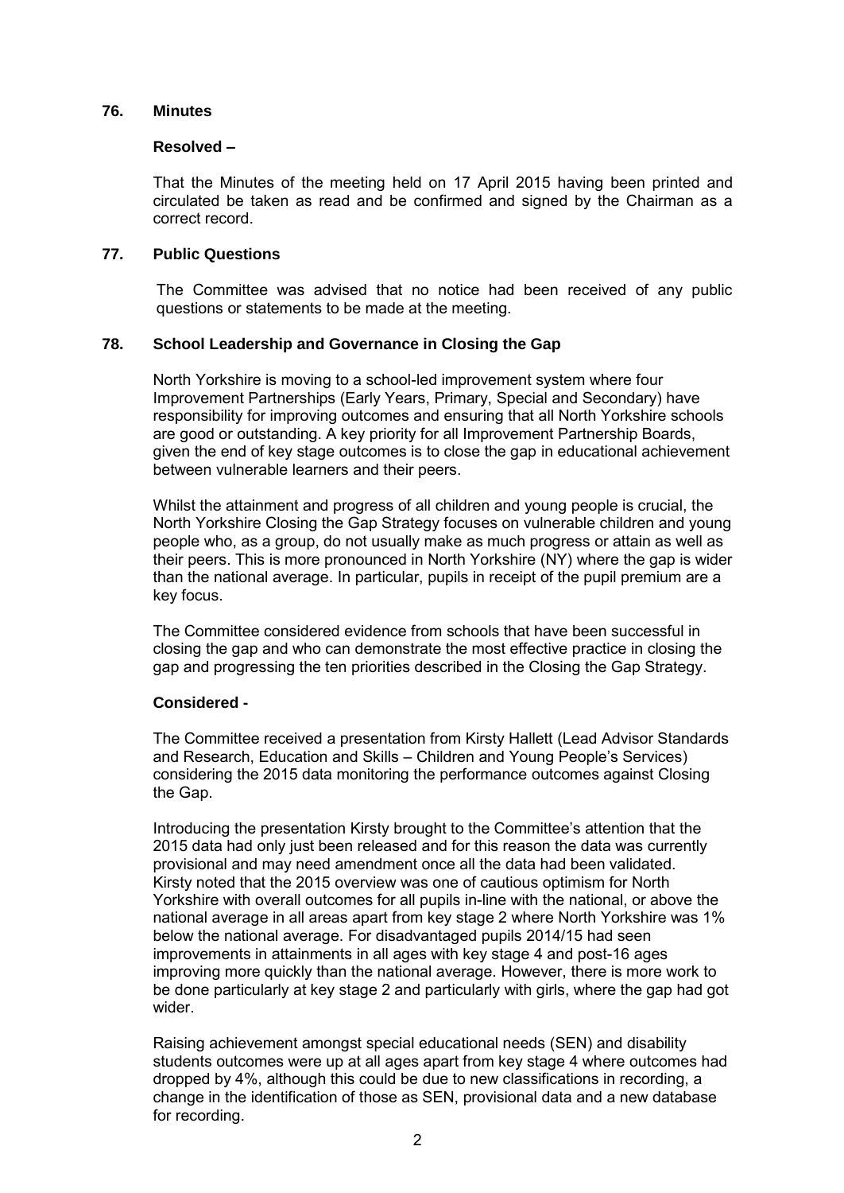### 76. Minutes

**Resolved –**

That the Minutes of the meeting held on 17 April 2015 having been printed and circulated be taken as read and be confirmed and signed by the Chairman as a correct record.

### 77. Public Questions

The Committee was advised that no notice had been received of any public questions or statements to be made at the meeting.

### 78. School Leadership and Governance in Closing the Gap

North Yorkshire is moving to a school-led improvement system where four Improvement Partnerships (Early Years, Primary, Special and Secondary) have responsibility for improving outcomes and ensuring that all North Yorkshire schools are good or outstanding. A key priority for all Improvement Partnership Boards, given the end of key stage outcomes is to close the gap in educational achievement between vulnerable learners and their peers.

Whilst the attainment and progress of all children and young people is crucial, the North Yorkshire Closing the Gap Strategy focuses on vulnerable children and young people who, as a group, do not usually make as much progress or attain as well as their peers. This is more pronounced in North Yorkshire (NY) where the gap is wider than the national average. In particular, pupils in receipt of the pupil premium are a key focus.

The Committee considered evidence from schools that have been successful in closing the gap and who can demonstrate the most effective practice in closing the gap and progressing the ten priorities described in the Closing the Gap Strategy.

**Considered -**

The Committee received a presentation from Kirsty Hallett (Lead Advisor Standards and Research, Education and Skills – Children and Young People's Services) considering the 2015 data monitoring the performance outcomes against Closing the Gap.

Introducing the presentation Kirsty brought to the Committee's attention that the 2015 data had only just been released and for this reason the data was currently provisional and may need amendment once all the data had been validated. Kirsty noted that the 2015 overview was one of cautious optimism for North Yorkshire with overall outcomes for all pupils in-line with the national, or above the national average in all areas apart from key stage 2 where North Yorkshire was 1% below the national average. For disadvantaged pupils 2014/15 had seen improvements in attainments in all ages with key stage 4 and post-16 ages improving more quickly than the national average. However, there is more work to be done particularly at key stage 2 and particularly with girls, where the gap had got wider.

Raising achievement amongst special educational needs (SEN) and disability students outcomes were up at all ages apart from key stage 4 where outcomes had dropped by 4%, although this could be due to new classifications in recording, a change in the identification of those as SEN, provisional data and a new database for recording.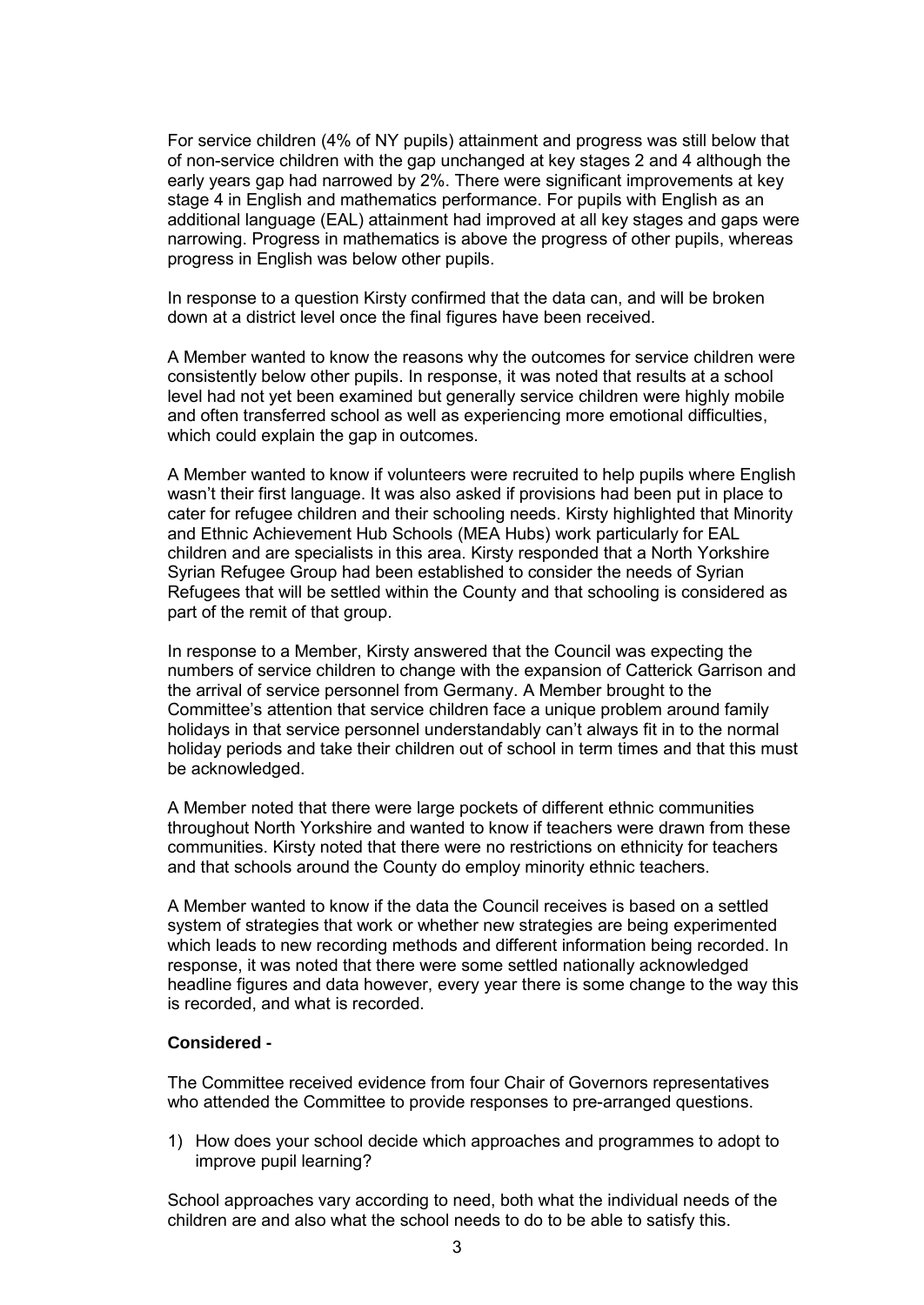For service children (4% of NY pupils) attainment and progress was still below that of non-service children with the gap unchanged at key stages 2 and 4 although the early years gap had narrowed by 2%. There were significant improvements at key stage 4 in English and mathematics performance. For pupils with English as an additional language (EAL) attainment had improved at all key stages and gaps were narrowing. Progress in mathematics is above the progress of other pupils, whereas progress in English was below other pupils.

In response to a question Kirsty confirmed that the data can, and will be broken down at a district level once the final figures have been received.

A Member wanted to know the reasons why the outcomes for service children were consistently below other pupils. In response, it was noted that results at a school level had not yet been examined but generally service children were highly mobile and often transferred school as well as experiencing more emotional difficulties, which could explain the gap in outcomes.

A Member wanted to know if volunteers were recruited to help pupils where English wasn't their first language. It was also asked if provisions had been put in place to cater for refugee children and their schooling needs. Kirsty highlighted that Minority and Ethnic Achievement Hub Schools (MEA Hubs) work particularly for EAL children and are specialists in this area. Kirsty responded that a North Yorkshire Syrian Refugee Group had been established to consider the needs of Syrian Refugees that will be settled within the County and that schooling is considered as part of the remit of that group.

In response to a Member, Kirsty answered that the Council was expecting the numbers of service children to change with the expansion of Catterick Garrison and the arrival of service personnel from Germany. A Member brought to the Committee's attention that service children face a unique problem around family holidays in that service personnel understandably can't always fit in to the normal holiday periods and take their children out of school in term times and that this must be acknowledged.

A Member noted that there were large pockets of different ethnic communities throughout North Yorkshire and wanted to know if teachers were drawn from these communities. Kirsty noted that there were no restrictions on ethnicity for teachers and that schools around the County do employ minority ethnic teachers.

A Member wanted to know if the data the Council receives is based on a settled system of strategies that work or whether new strategies are being experimented which leads to new recording methods and different information being recorded. In response, it was noted that there were some settled nationally acknowledged headline figures and data however, every year there is some change to the way this is recorded, and what is recorded.

**Considered -**

The Committee received evidence from four Chair of Governors representatives who attended the Committee to provide responses to pre-arranged questions.

1) How does your school decide which approaches and programmes to adopt to improve pupil learning?

School approaches vary according to need, both what the individual needs of the children are and also what the school needs to do to be able to satisfy this.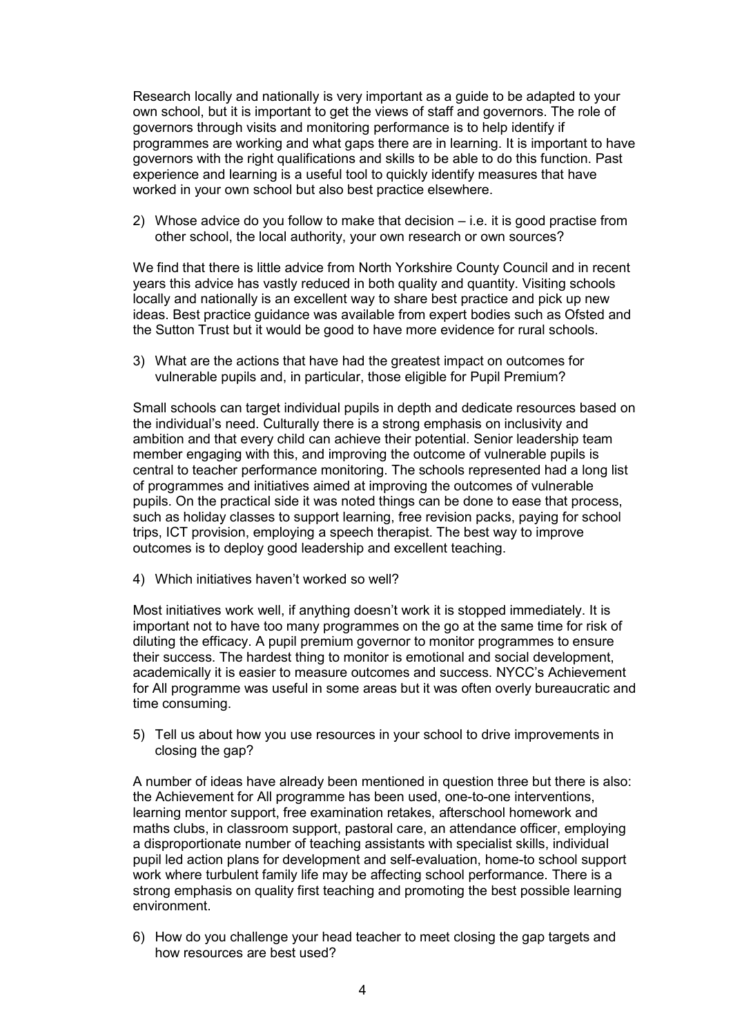Research locally and nationally is very important as a guide to be adapted to your own school, but it is important to get the views of staff and governors. The role of governors through visits and monitoring performance is to help identify if programmes are working and what gaps there are in learning. It is important to have governors with the right qualifications and skills to be able to do this function. Past experience and learning is a useful tool to quickly identify measures that have worked in your own school but also best practice elsewhere.

2) Whose advice do you follow to make that decision – i.e. it is good practise from other school, the local authority, your own research or own sources?

We find that there is little advice from North Yorkshire County Council and in recent years this advice has vastly reduced in both quality and quantity. Visiting schools locally and nationally is an excellent way to share best practice and pick up new ideas. Best practice guidance was available from expert bodies such as Ofsted and the Sutton Trust but it would be good to have more evidence for rural schools.

3) What are the actions that have had the greatest impact on outcomes for vulnerable pupils and, in particular, those eligible for Pupil Premium?

Small schools can target individual pupils in depth and dedicate resources based on the individual's need. Culturally there is a strong emphasis on inclusivity and ambition and that every child can achieve their potential. Senior leadership team member engaging with this, and improving the outcome of vulnerable pupils is central to teacher performance monitoring. The schools represented had a long list of programmes and initiatives aimed at improving the outcomes of vulnerable pupils. On the practical side it was noted things can be done to ease that process, such as holiday classes to support learning, free revision packs, paying for school trips, ICT provision, employing a speech therapist. The best way to improve outcomes is to deploy good leadership and excellent teaching.

4) Which initiatives haven't worked so well?

Most initiatives work well, if anything doesn't work it is stopped immediately. It is important not to have too many programmes on the go at the same time for risk of diluting the efficacy. A pupil premium governor to monitor programmes to ensure their success. The hardest thing to monitor is emotional and social development, academically it is easier to measure outcomes and success. NYCC's Achievement for All programme was useful in some areas but it was often overly bureaucratic and time consuming.

5) Tell us about how you use resources in your school to drive improvements in closing the gap?

A number of ideas have already been mentioned in question three but there is also: the Achievement for All programme has been used, one-to-one interventions, learning mentor support, free examination retakes, afterschool homework and maths clubs, in classroom support, pastoral care, an attendance officer, employing a disproportionate number of teaching assistants with specialist skills, individual pupil led action plans for development and self-evaluation, home-to school support work where turbulent family life may be affecting school performance. There is a strong emphasis on quality first teaching and promoting the best possible learning environment.

6) How do you challenge your head teacher to meet closing the gap targets and how resources are best used?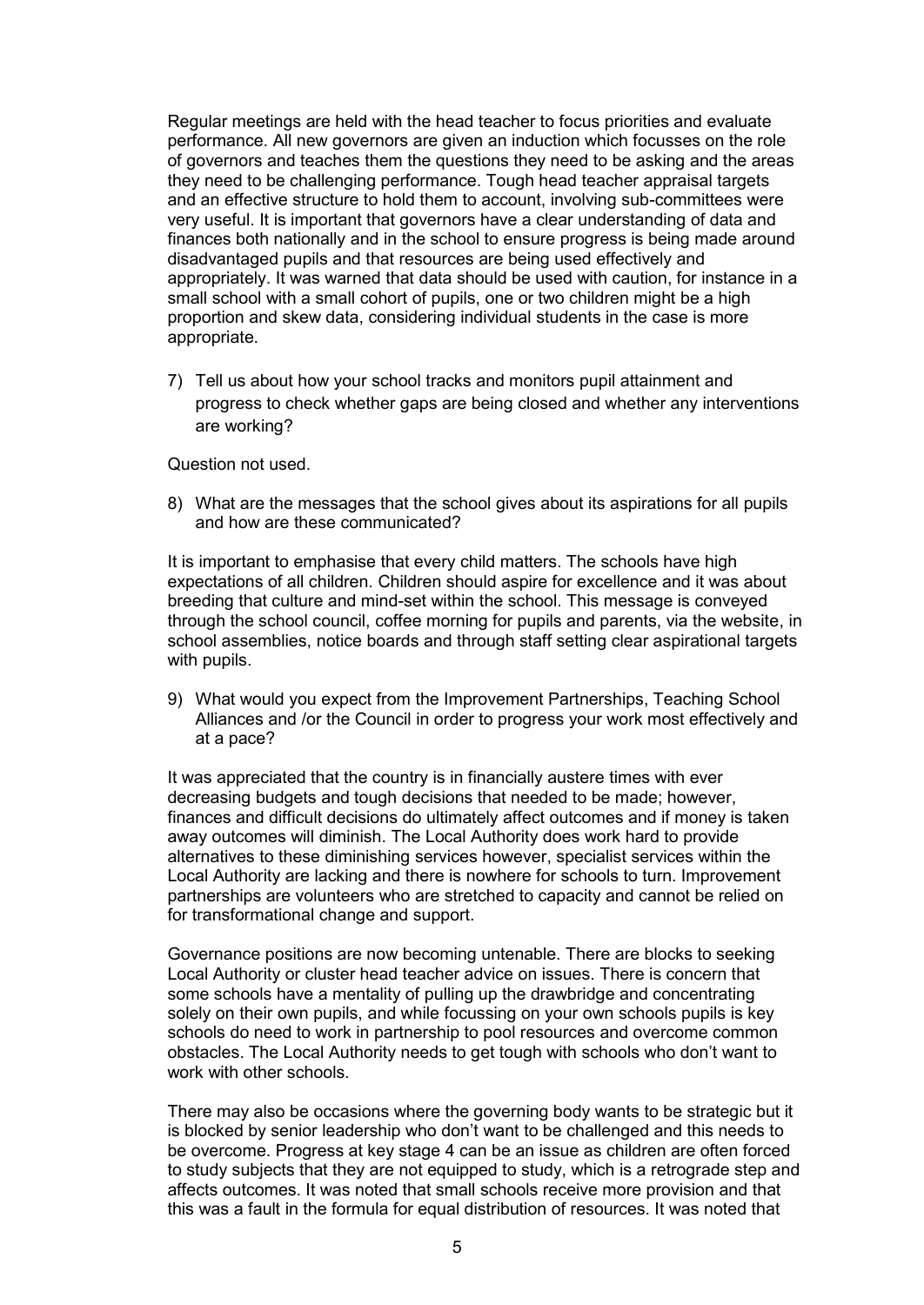Regular meetings are held with the head teacher to focus priorities and evaluate performance. All new governors are given an induction which focusses on the role of governors and teaches them the questions they need to be asking and the areas they need to be challenging performance. Tough head teacher appraisal targets and an effective structure to hold them to account, involving sub-committees were very useful. It is important that governors have a clear understanding of data and finances both nationally and in the school to ensure progress is being made around disadvantaged pupils and that resources are being used effectively and appropriately. It was warned that data should be used with caution, for instance in a small school with a small cohort of pupils, one or two children might be a high proportion and skew data, considering individual students in the case is more appropriate.

7) Tell us about how your school tracks and monitors pupil attainment and progress to check whether gaps are being closed and whether any interventions are working?

Question not used.

8) What are the messages that the school gives about its aspirations for all pupils and how are these communicated?

It is important to emphasise that every child matters. The schools have high expectations of all children. Children should aspire for excellence and it was about breeding that culture and mind-set within the school. This message is conveyed through the school council, coffee morning for pupils and parents, via the website, in school assemblies, notice boards and through staff setting clear aspirational targets with pupils.

9) What would you expect from the Improvement Partnerships, Teaching School Alliances and /or the Council in order to progress your work most effectively and at a pace?

It was appreciated that the country is in financially austere times with ever decreasing budgets and tough decisions that needed to be made; however, finances and difficult decisions do ultimately affect outcomes and if money is taken away outcomes will diminish. The Local Authority does work hard to provide alternatives to these diminishing services however, specialist services within the Local Authority are lacking and there is nowhere for schools to turn. Improvement partnerships are volunteers who are stretched to capacity and cannot be relied on for transformational change and support.

Governance positions are now becoming untenable. There are blocks to seeking Local Authority or cluster head teacher advice on issues. There is concern that some schools have a mentality of pulling up the drawbridge and concentrating solely on their own pupils, and while focussing on your own schools pupils is key schools do need to work in partnership to pool resources and overcome common obstacles. The Local Authority needs to get tough with schools who don't want to work with other schools.

There may also be occasions where the governing body wants to be strategic but it is blocked by senior leadership who don't want to be challenged and this needs to be overcome. Progress at key stage 4 can be an issue as children are often forced to study subjects that they are not equipped to study, which is a retrograde step and affects outcomes. It was noted that small schools receive more provision and that this was a fault in the formula for equal distribution of resources. It was noted that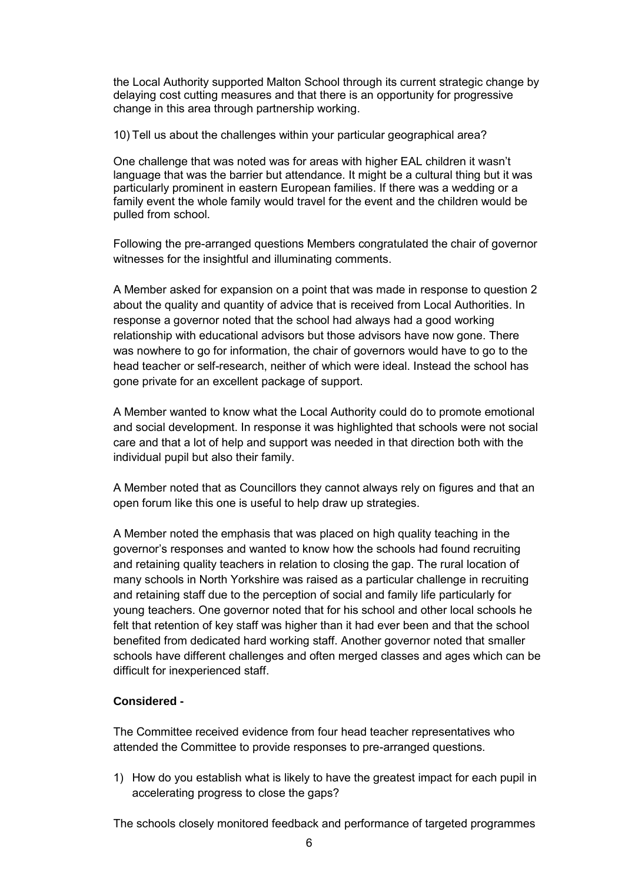the Local Authority supported Malton School through its current strategic change by delaying cost cutting measures and that there is an opportunity for progressive change in this area through partnership working.

10) Tell us about the challenges within your particular geographical area?

One challenge that was noted was for areas with higher EAL children it wasn't language that was the barrier but attendance. It might be a cultural thing but it was particularly prominent in eastern European families. If there was a wedding or a family event the whole family would travel for the event and the children would be pulled from school.

Following the pre-arranged questions Members congratulated the chair of governor witnesses for the insightful and illuminating comments.

A Member asked for expansion on a point that was made in response to question 2 about the quality and quantity of advice that is received from Local Authorities. In response a governor noted that the school had always had a good working relationship with educational advisors but those advisors have now gone. There was nowhere to go for information, the chair of governors would have to go to the head teacher or self-research, neither of which were ideal. Instead the school has gone private for an excellent package of support.

A Member wanted to know what the Local Authority could do to promote emotional and social development. In response it was highlighted that schools were not social care and that a lot of help and support was needed in that direction both with the individual pupil but also their family.

A Member noted that as Councillors they cannot always rely on figures and that an open forum like this one is useful to help draw up strategies.

A Member noted the emphasis that was placed on high quality teaching in the governor's responses and wanted to know how the schools had found recruiting and retaining quality teachers in relation to closing the gap. The rural location of many schools in North Yorkshire was raised as a particular challenge in recruiting and retaining staff due to the perception of social and family life particularly for young teachers. One governor noted that for his school and other local schools he felt that retention of key staff was higher than it had ever been and that the school benefited from dedicated hard working staff. Another governor noted that smaller schools have different challenges and often merged classes and ages which can be difficult for inexperienced staff.

**Considered -**

The Committee received evidence from four head teacher representatives who attended the Committee to provide responses to pre-arranged questions.

1) How do you establish what is likely to have the greatest impact for each pupil in accelerating progress to close the gaps?

The schools closely monitored feedback and performance of targeted programmes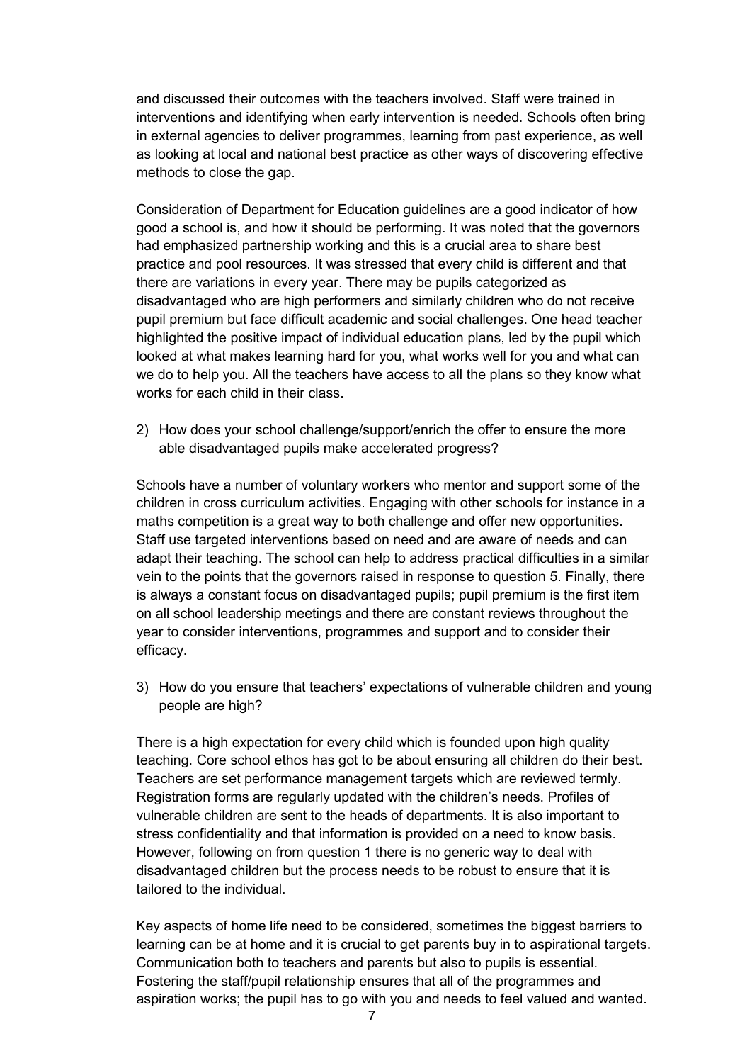and discussed their outcomes with the teachers involved. Staff were trained in interventions and identifying when early intervention is needed. Schools often bring in external agencies to deliver programmes, learning from past experience, as well as looking at local and national best practice as other ways of discovering effective methods to close the gap.

Consideration of Department for Education guidelines are a good indicator of how good a school is, and how it should be performing. It was noted that the governors had emphasized partnership working and this is a crucial area to share best practice and pool resources. It was stressed that every child is different and that there are variations in every year. There may be pupils categorized as disadvantaged who are high performers and similarly children who do not receive pupil premium but face difficult academic and social challenges. One head teacher highlighted the positive impact of individual education plans, led by the pupil which looked at what makes learning hard for you, what works well for you and what can we do to help you. All the teachers have access to all the plans so they know what works for each child in their class.

2) How does your school challenge/support/enrich the offer to ensure the more able disadvantaged pupils make accelerated progress?

Schools have a number of voluntary workers who mentor and support some of the children in cross curriculum activities. Engaging with other schools for instance in a maths competition is a great way to both challenge and offer new opportunities. Staff use targeted interventions based on need and are aware of needs and can adapt their teaching. The school can help to address practical difficulties in a similar vein to the points that the governors raised in response to question 5. Finally, there is always a constant focus on disadvantaged pupils; pupil premium is the first item on all school leadership meetings and there are constant reviews throughout the year to consider interventions, programmes and support and to consider their efficacy.

3) How do you ensure that teachers' expectations of vulnerable children and young people are high?

There is a high expectation for every child which is founded upon high quality teaching. Core school ethos has got to be about ensuring all children do their best. Teachers are set performance management targets which are reviewed termly. Registration forms are regularly updated with the children's needs. Profiles of vulnerable children are sent to the heads of departments. It is also important to stress confidentiality and that information is provided on a need to know basis. However, following on from question 1 there is no generic way to deal with disadvantaged children but the process needs to be robust to ensure that it is tailored to the individual.

Key aspects of home life need to be considered, sometimes the biggest barriers to learning can be at home and it is crucial to get parents buy in to aspirational targets. Communication both to teachers and parents but also to pupils is essential. Fostering the staff/pupil relationship ensures that all of the programmes and aspiration works; the pupil has to go with you and needs to feel valued and wanted.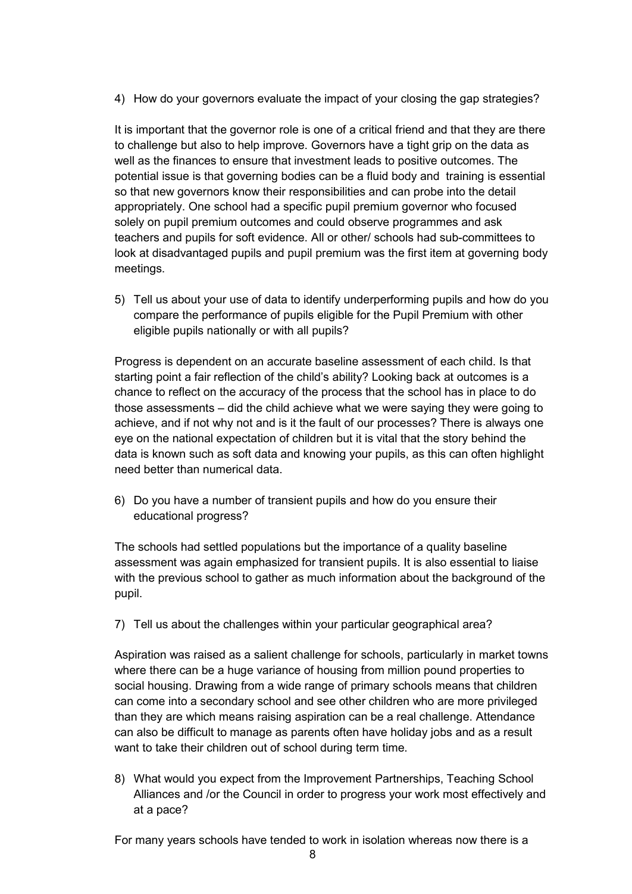4) How do your governors evaluate the impact of your closing the gap strategies?

It is important that the governor role is one of a critical friend and that they are there to challenge but also to help improve. Governors have a tight grip on the data as well as the finances to ensure that investment leads to positive outcomes. The potential issue is that governing bodies can be a fluid body and training is essential so that new governors know their responsibilities and can probe into the detail appropriately. One school had a specific pupil premium governor who focused solely on pupil premium outcomes and could observe programmes and ask teachers and pupils for soft evidence. All or other/ schools had sub-committees to look at disadvantaged pupils and pupil premium was the first item at governing body meetings.

5) Tell us about your use of data to identify underperforming pupils and how do you compare the performance of pupils eligible for the Pupil Premium with other eligible pupils nationally or with all pupils?

Progress is dependent on an accurate baseline assessment of each child. Is that starting point a fair reflection of the child's ability? Looking back at outcomes is a chance to reflect on the accuracy of the process that the school has in place to do those assessments – did the child achieve what we were saying they were going to achieve, and if not why not and is it the fault of our processes? There is always one eye on the national expectation of children but it is vital that the story behind the data is known such as soft data and knowing your pupils, as this can often highlight need better than numerical data.

6) Do you have a number of transient pupils and how do you ensure their educational progress?

The schools had settled populations but the importance of a quality baseline assessment was again emphasized for transient pupils. It is also essential to liaise with the previous school to gather as much information about the background of the pupil.

7) Tell us about the challenges within your particular geographical area?

Aspiration was raised as a salient challenge for schools, particularly in market towns where there can be a huge variance of housing from million pound properties to social housing. Drawing from a wide range of primary schools means that children can come into a secondary school and see other children who are more privileged than they are which means raising aspiration can be a real challenge. Attendance can also be difficult to manage as parents often have holiday jobs and as a result want to take their children out of school during term time.

8) What would you expect from the Improvement Partnerships, Teaching School Alliances and /or the Council in order to progress your work most effectively and at a pace?

For many years schools have tended to work in isolation whereas now there is a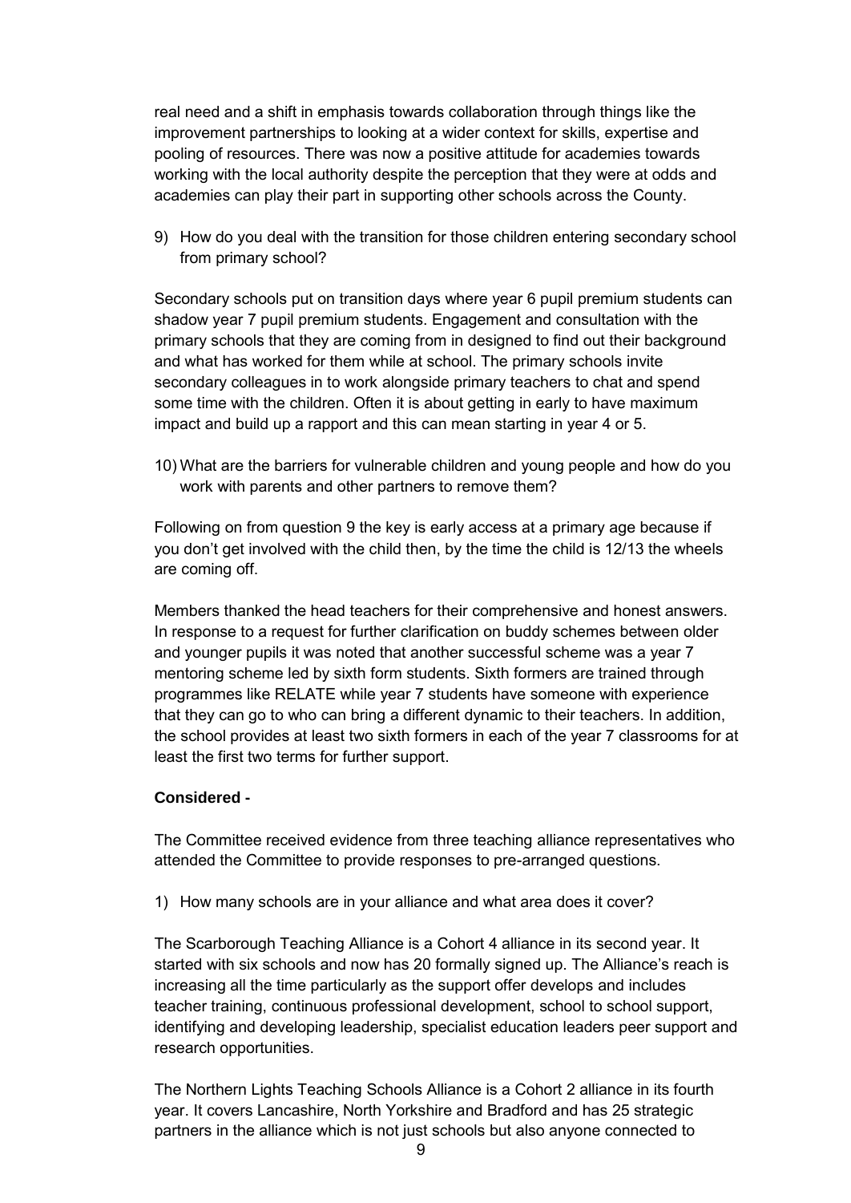real need and a shift in emphasis towards collaboration through things like the improvement partnerships to looking at a wider context for skills, expertise and pooling of resources. There was now a positive attitude for academies towards working with the local authority despite the perception that they were at odds and academies can play their part in supporting other schools across the County.

9) How do you deal with the transition for those children entering secondary school from primary school?

Secondary schools put on transition days where year 6 pupil premium students can shadow year 7 pupil premium students. Engagement and consultation with the primary schools that they are coming from in designed to find out their background and what has worked for them while at school. The primary schools invite secondary colleagues in to work alongside primary teachers to chat and spend some time with the children. Often it is about getting in early to have maximum impact and build up a rapport and this can mean starting in year 4 or 5.

10) What are the barriers for vulnerable children and young people and how do you work with parents and other partners to remove them?

Following on from question 9 the key is early access at a primary age because if you don't get involved with the child then, by the time the child is 12/13 the wheels are coming off.

Members thanked the head teachers for their comprehensive and honest answers. In response to a request for further clarification on buddy schemes between older and younger pupils it was noted that another successful scheme was a year 7 mentoring scheme led by sixth form students. Sixth formers are trained through programmes like RELATE while year 7 students have someone with experience that they can go to who can bring a different dynamic to their teachers. In addition, the school provides at least two sixth formers in each of the year 7 classrooms for at least the first two terms for further support.

**Considered -**

The Committee received evidence from three teaching alliance representatives who attended the Committee to provide responses to pre-arranged questions.

1) How many schools are in your alliance and what area does it cover?

The Scarborough Teaching Alliance is a Cohort 4 alliance in its second year. It started with six schools and now has 20 formally signed up. The Alliance's reach is increasing all the time particularly as the support offer develops and includes teacher training, continuous professional development, school to school support, identifying and developing leadership, specialist education leaders peer support and research opportunities.

The Northern Lights Teaching Schools Alliance is a Cohort 2 alliance in its fourth year. It covers Lancashire, North Yorkshire and Bradford and has 25 strategic partners in the alliance which is not just schools but also anyone connected to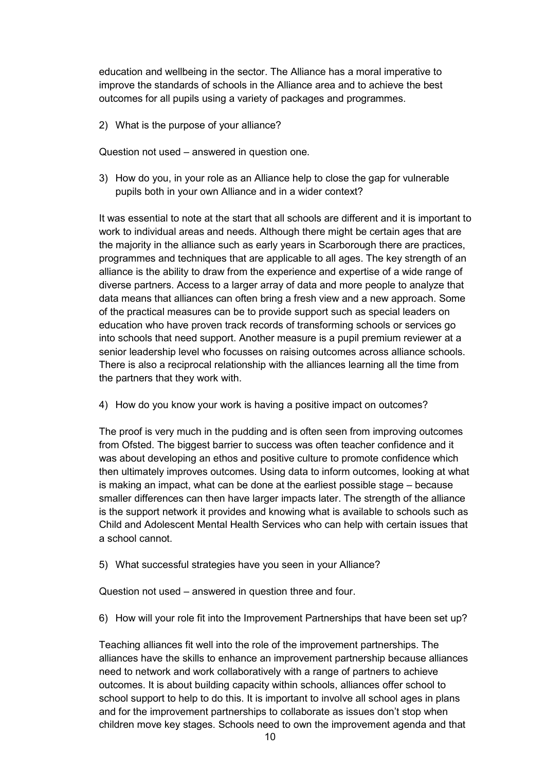education and wellbeing in the sector. The Alliance has a moral imperative to improve the standards of schools in the Alliance area and to achieve the best outcomes for all pupils using a variety of packages and programmes.

2) What is the purpose of your alliance?

Question not used – answered in question one.

3) How do you, in your role as an Alliance help to close the gap for vulnerable pupils both in your own Alliance and in a wider context?

It was essential to note at the start that all schools are different and it is important to work to individual areas and needs. Although there might be certain ages that are the majority in the alliance such as early years in Scarborough there are practices, programmes and techniques that are applicable to all ages. The key strength of an alliance is the ability to draw from the experience and expertise of a wide range of diverse partners. Access to a larger array of data and more people to analyze that data means that alliances can often bring a fresh view and a new approach. Some of the practical measures can be to provide support such as special leaders on education who have proven track records of transforming schools or services go into schools that need support. Another measure is a pupil premium reviewer at a senior leadership level who focusses on raising outcomes across alliance schools. There is also a reciprocal relationship with the alliances learning all the time from the partners that they work with.

4) How do you know your work is having a positive impact on outcomes?

The proof is very much in the pudding and is often seen from improving outcomes from Ofsted. The biggest barrier to success was often teacher confidence and it was about developing an ethos and positive culture to promote confidence which then ultimately improves outcomes. Using data to inform outcomes, looking at what is making an impact, what can be done at the earliest possible stage – because smaller differences can then have larger impacts later. The strength of the alliance is the support network it provides and knowing what is available to schools such as Child and Adolescent Mental Health Services who can help with certain issues that a school cannot.

5) What successful strategies have you seen in your Alliance?

Question not used – answered in question three and four.

6) How will your role fit into the Improvement Partnerships that have been set up?

Teaching alliances fit well into the role of the improvement partnerships. The alliances have the skills to enhance an improvement partnership because alliances need to network and work collaboratively with a range of partners to achieve outcomes. It is about building capacity within schools, alliances offer school to school support to help to do this. It is important to involve all school ages in plans and for the improvement partnerships to collaborate as issues don't stop when children move key stages. Schools need to own the improvement agenda and that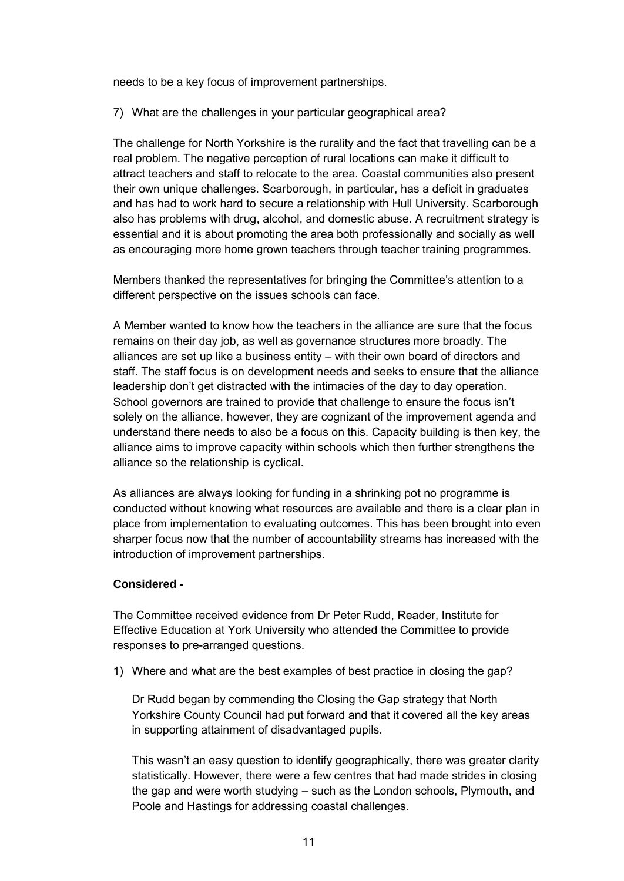needs to be a key focus of improvement partnerships.

7) What are the challenges in your particular geographical area?

The challenge for North Yorkshire is the rurality and the fact that travelling can be a real problem. The negative perception of rural locations can make it difficult to attract teachers and staff to relocate to the area. Coastal communities also present their own unique challenges. Scarborough, in particular, has a deficit in graduates and has had to work hard to secure a relationship with Hull University. Scarborough also has problems with drug, alcohol, and domestic abuse. A recruitment strategy is essential and it is about promoting the area both professionally and socially as well as encouraging more home grown teachers through teacher training programmes.

Members thanked the representatives for bringing the Committee's attention to a different perspective on the issues schools can face.

A Member wanted to know how the teachers in the alliance are sure that the focus remains on their day job, as well as governance structures more broadly. The alliances are set up like a business entity – with their own board of directors and staff. The staff focus is on development needs and seeks to ensure that the alliance leadership don't get distracted with the intimacies of the day to day operation. School governors are trained to provide that challenge to ensure the focus isn't solely on the alliance, however, they are cognizant of the improvement agenda and understand there needs to also be a focus on this. Capacity building is then key, the alliance aims to improve capacity within schools which then further strengthens the alliance so the relationship is cyclical.

As alliances are always looking for funding in a shrinking pot no programme is conducted without knowing what resources are available and there is a clear plan in place from implementation to evaluating outcomes. This has been brought into even sharper focus now that the number of accountability streams has increased with the introduction of improvement partnerships.

**Considered -**

The Committee received evidence from Dr Peter Rudd, Reader, Institute for Effective Education at York University who attended the Committee to provide responses to pre-arranged questions.

1) Where and what are the best examples of best practice in closing the gap?

   Dr Rudd began by commending the Closing the Gap strategy that North Yorkshire County Council had put forward and that it covered all the key areas in supporting attainment of disadvantaged pupils.

   This wasn't an easy question to identify geographically, there was greater clarity statistically. However, there were a few centres that had made strides in closing the gap and were worth studying – such as the London schools, Plymouth, and Poole and Hastings for addressing coastal challenges.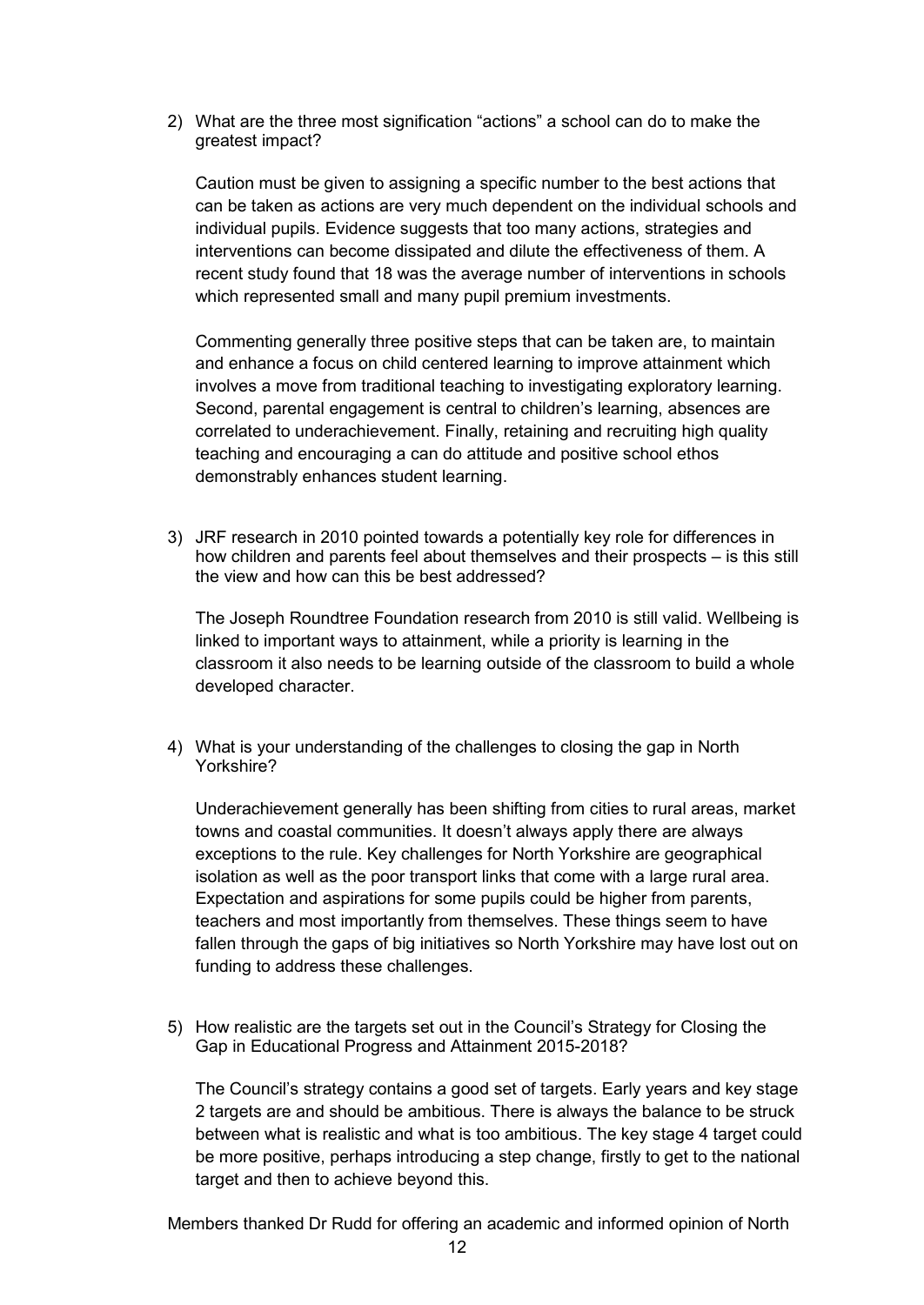2) What are the three most signification "actions" a school can do to make the greatest impact?

   Caution must be given to assigning a specific number to the best actions that can be taken as actions are very much dependent on the individual schools and individual pupils. Evidence suggests that too many actions, strategies and interventions can become dissipated and dilute the effectiveness of them. A recent study found that 18 was the average number of interventions in schools which represented small and many pupil premium investments.

   Commenting generally three positive steps that can be taken are, to maintain and enhance a focus on child centered learning to improve attainment which involves a move from traditional teaching to investigating exploratory learning. Second, parental engagement is central to children's learning, absences are correlated to underachievement. Finally, retaining and recruiting high quality teaching and encouraging a can do attitude and positive school ethos demonstrably enhances student learning.

3) JRF research in 2010 pointed towards a potentially key role for differences in how children and parents feel about themselves and their prospects – is this still the view and how can this be best addressed?

   The Joseph Roundtree Foundation research from 2010 is still valid. Wellbeing is linked to important ways to attainment, while a priority is learning in the classroom it also needs to be learning outside of the classroom to build a whole developed character.

4) What is your understanding of the challenges to closing the gap in North Yorkshire?

   Underachievement generally has been shifting from cities to rural areas, market towns and coastal communities. It doesn't always apply there are always exceptions to the rule. Key challenges for North Yorkshire are geographical isolation as well as the poor transport links that come with a large rural area. Expectation and aspirations for some pupils could be higher from parents, teachers and most importantly from themselves. These things seem to have fallen through the gaps of big initiatives so North Yorkshire may have lost out on funding to address these challenges.

5) How realistic are the targets set out in the Council's Strategy for Closing the Gap in Educational Progress and Attainment 2015-2018?

   The Council's strategy contains a good set of targets. Early years and key stage 2 targets are and should be ambitious. There is always the balance to be struck between what is realistic and what is too ambitious. The key stage 4 target could be more positive, perhaps introducing a step change, firstly to get to the national target and then to achieve beyond this.

Members thanked Dr Rudd for offering an academic and informed opinion of North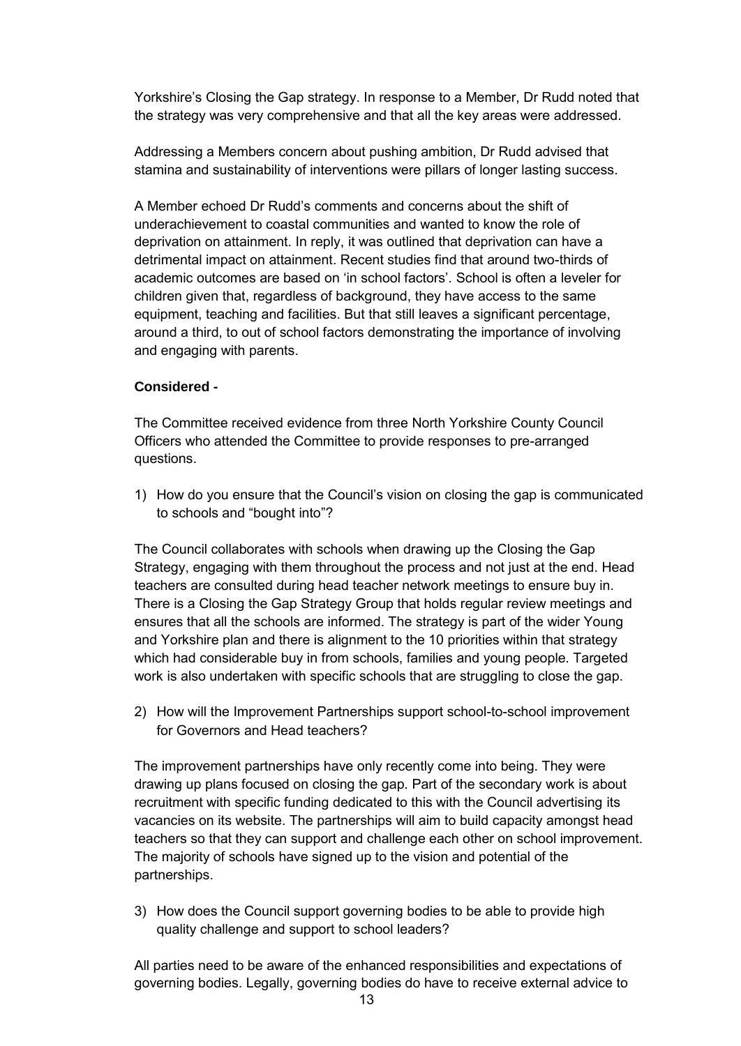Yorkshire's Closing the Gap strategy. In response to a Member, Dr Rudd noted that the strategy was very comprehensive and that all the key areas were addressed.

Addressing a Members concern about pushing ambition, Dr Rudd advised that stamina and sustainability of interventions were pillars of longer lasting success.

A Member echoed Dr Rudd's comments and concerns about the shift of underachievement to coastal communities and wanted to know the role of deprivation on attainment. In reply, it was outlined that deprivation can have a detrimental impact on attainment. Recent studies find that around two-thirds of academic outcomes are based on 'in school factors'. School is often a leveler for children given that, regardless of background, they have access to the same equipment, teaching and facilities. But that still leaves a significant percentage, around a third, to out of school factors demonstrating the importance of involving and engaging with parents.

**Considered -**

The Committee received evidence from three North Yorkshire County Council Officers who attended the Committee to provide responses to pre-arranged questions.

1) How do you ensure that the Council's vision on closing the gap is communicated to schools and "bought into"?

The Council collaborates with schools when drawing up the Closing the Gap Strategy, engaging with them throughout the process and not just at the end. Head teachers are consulted during head teacher network meetings to ensure buy in. There is a Closing the Gap Strategy Group that holds regular review meetings and ensures that all the schools are informed. The strategy is part of the wider Young and Yorkshire plan and there is alignment to the 10 priorities within that strategy which had considerable buy in from schools, families and young people. Targeted work is also undertaken with specific schools that are struggling to close the gap.

2) How will the Improvement Partnerships support school-to-school improvement for Governors and Head teachers?

The improvement partnerships have only recently come into being. They were drawing up plans focused on closing the gap. Part of the secondary work is about recruitment with specific funding dedicated to this with the Council advertising its vacancies on its website. The partnerships will aim to build capacity amongst head teachers so that they can support and challenge each other on school improvement. The majority of schools have signed up to the vision and potential of the partnerships.

3) How does the Council support governing bodies to be able to provide high quality challenge and support to school leaders?

All parties need to be aware of the enhanced responsibilities and expectations of governing bodies. Legally, governing bodies do have to receive external advice to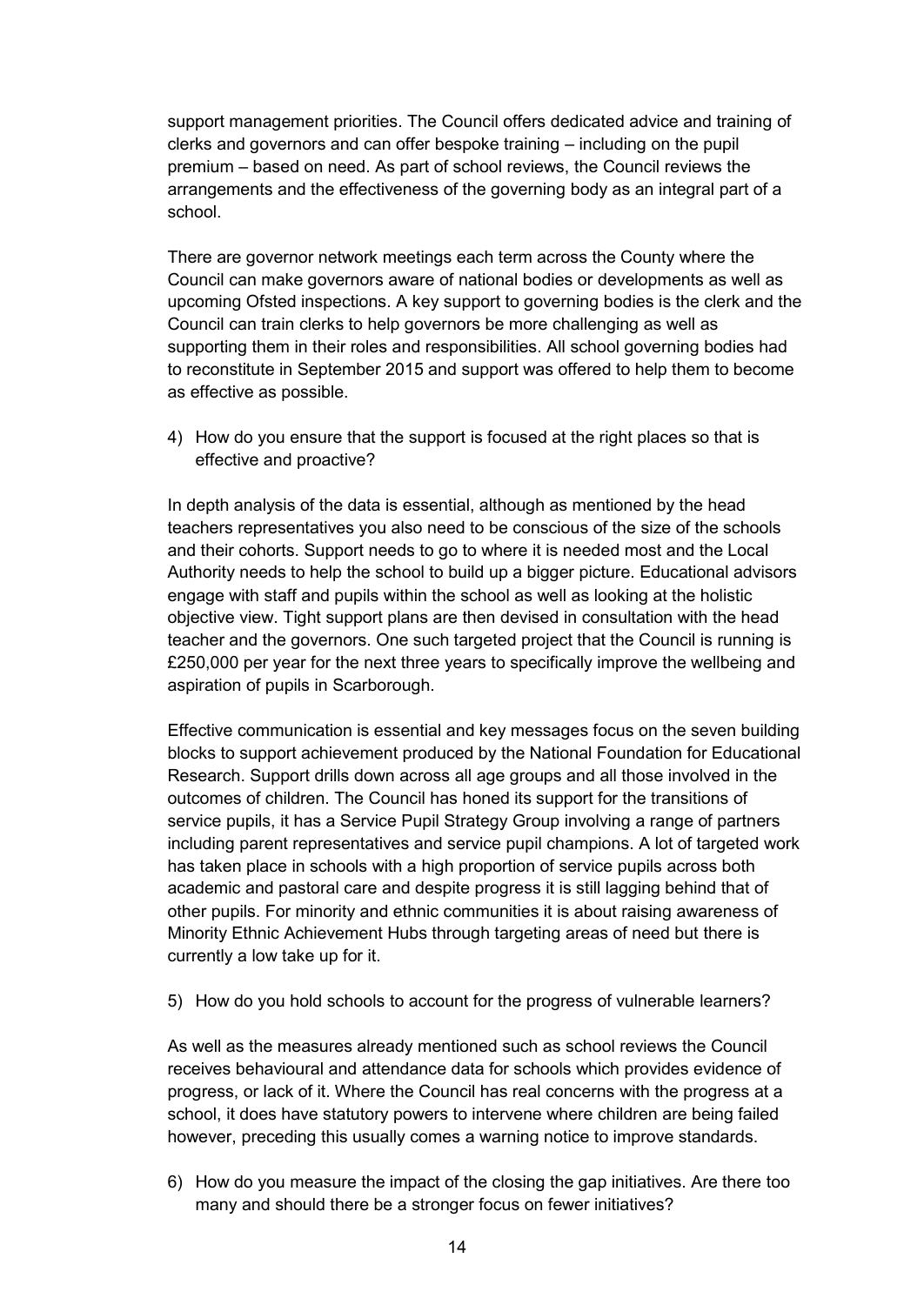support management priorities. The Council offers dedicated advice and training of clerks and governors and can offer bespoke training – including on the pupil premium – based on need. As part of school reviews, the Council reviews the arrangements and the effectiveness of the governing body as an integral part of a school.

There are governor network meetings each term across the County where the Council can make governors aware of national bodies or developments as well as upcoming Ofsted inspections. A key support to governing bodies is the clerk and the Council can train clerks to help governors be more challenging as well as supporting them in their roles and responsibilities. All school governing bodies had to reconstitute in September 2015 and support was offered to help them to become as effective as possible.

4) How do you ensure that the support is focused at the right places so that is effective and proactive?

In depth analysis of the data is essential, although as mentioned by the head teachers representatives you also need to be conscious of the size of the schools and their cohorts. Support needs to go to where it is needed most and the Local Authority needs to help the school to build up a bigger picture. Educational advisors engage with staff and pupils within the school as well as looking at the holistic objective view. Tight support plans are then devised in consultation with the head teacher and the governors. One such targeted project that the Council is running is £250,000 per year for the next three years to specifically improve the wellbeing and aspiration of pupils in Scarborough.

Effective communication is essential and key messages focus on the seven building blocks to support achievement produced by the National Foundation for Educational Research. Support drills down across all age groups and all those involved in the outcomes of children. The Council has honed its support for the transitions of service pupils, it has a Service Pupil Strategy Group involving a range of partners including parent representatives and service pupil champions. A lot of targeted work has taken place in schools with a high proportion of service pupils across both academic and pastoral care and despite progress it is still lagging behind that of other pupils. For minority and ethnic communities it is about raising awareness of Minority Ethnic Achievement Hubs through targeting areas of need but there is currently a low take up for it.

5) How do you hold schools to account for the progress of vulnerable learners?

As well as the measures already mentioned such as school reviews the Council receives behavioural and attendance data for schools which provides evidence of progress, or lack of it. Where the Council has real concerns with the progress at a school, it does have statutory powers to intervene where children are being failed however, preceding this usually comes a warning notice to improve standards.

6) How do you measure the impact of the closing the gap initiatives. Are there too many and should there be a stronger focus on fewer initiatives?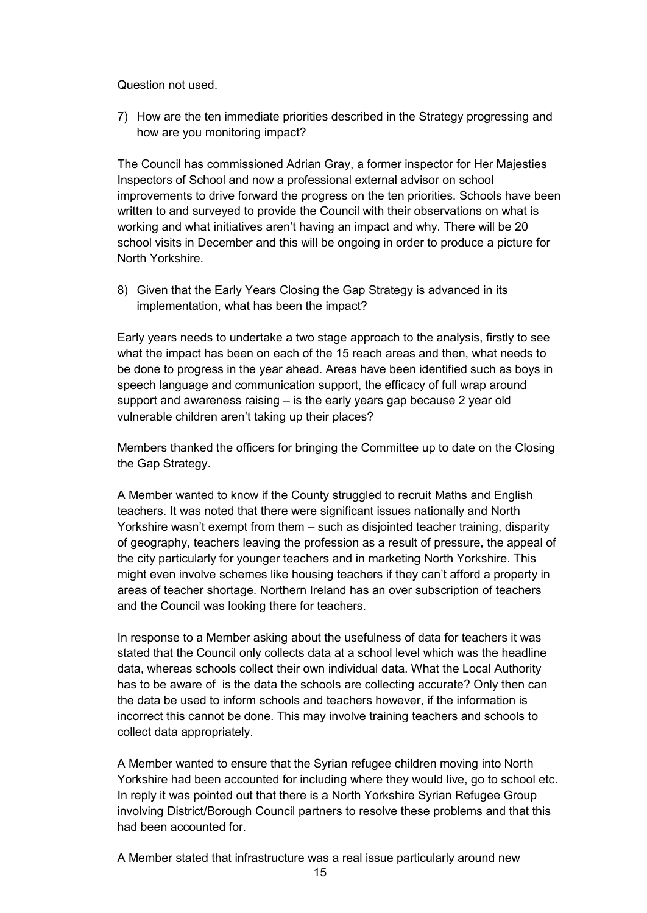Question not used.

7) How are the ten immediate priorities described in the Strategy progressing and how are you monitoring impact?

The Council has commissioned Adrian Gray, a former inspector for Her Majesties Inspectors of School and now a professional external advisor on school improvements to drive forward the progress on the ten priorities. Schools have been written to and surveyed to provide the Council with their observations on what is working and what initiatives aren't having an impact and why. There will be 20 school visits in December and this will be ongoing in order to produce a picture for North Yorkshire.

8) Given that the Early Years Closing the Gap Strategy is advanced in its implementation, what has been the impact?

Early years needs to undertake a two stage approach to the analysis, firstly to see what the impact has been on each of the 15 reach areas and then, what needs to be done to progress in the year ahead. Areas have been identified such as boys in speech language and communication support, the efficacy of full wrap around support and awareness raising – is the early years gap because 2 year old vulnerable children aren't taking up their places?

Members thanked the officers for bringing the Committee up to date on the Closing the Gap Strategy.

A Member wanted to know if the County struggled to recruit Maths and English teachers. It was noted that there were significant issues nationally and North Yorkshire wasn't exempt from them – such as disjointed teacher training, disparity of geography, teachers leaving the profession as a result of pressure, the appeal of the city particularly for younger teachers and in marketing North Yorkshire. This might even involve schemes like housing teachers if they can't afford a property in areas of teacher shortage. Northern Ireland has an over subscription of teachers and the Council was looking there for teachers.

In response to a Member asking about the usefulness of data for teachers it was stated that the Council only collects data at a school level which was the headline data, whereas schools collect their own individual data. What the Local Authority has to be aware of is the data the schools are collecting accurate? Only then can the data be used to inform schools and teachers however, if the information is incorrect this cannot be done. This may involve training teachers and schools to collect data appropriately.

A Member wanted to ensure that the Syrian refugee children moving into North Yorkshire had been accounted for including where they would live, go to school etc. In reply it was pointed out that there is a North Yorkshire Syrian Refugee Group involving District/Borough Council partners to resolve these problems and that this had been accounted for.

A Member stated that infrastructure was a real issue particularly around new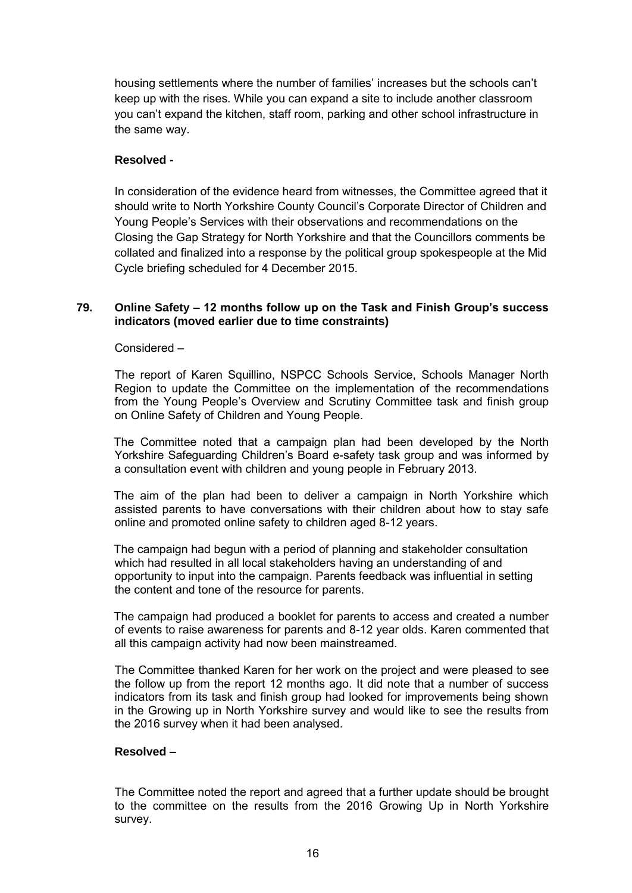housing settlements where the number of families' increases but the schools can't keep up with the rises. While you can expand a site to include another classroom you can't expand the kitchen, staff room, parking and other school infrastructure in the same way.

**Resolved -**

In consideration of the evidence heard from witnesses, the Committee agreed that it should write to North Yorkshire County Council's Corporate Director of Children and Young People's Services with their observations and recommendations on the Closing the Gap Strategy for North Yorkshire and that the Councillors comments be collated and finalized into a response by the political group spokespeople at the Mid Cycle briefing scheduled for 4 December 2015.

**79. Online Safety – 12 months follow up on the Task and Finish Group's success indicators (moved earlier due to time constraints)**

Considered –

The report of Karen Squillino, NSPCC Schools Service, Schools Manager North Region to update the Committee on the implementation of the recommendations from the Young People's Overview and Scrutiny Committee task and finish group on Online Safety of Children and Young People.

The Committee noted that a campaign plan had been developed by the North Yorkshire Safeguarding Children's Board e-safety task group and was informed by a consultation event with children and young people in February 2013.

The aim of the plan had been to deliver a campaign in North Yorkshire which assisted parents to have conversations with their children about how to stay safe online and promoted online safety to children aged 8-12 years.

The campaign had begun with a period of planning and stakeholder consultation which had resulted in all local stakeholders having an understanding of and opportunity to input into the campaign. Parents feedback was influential in setting the content and tone of the resource for parents.

The campaign had produced a booklet for parents to access and created a number of events to raise awareness for parents and 8-12 year olds. Karen commented that all this campaign activity had now been mainstreamed.

The Committee thanked Karen for her work on the project and were pleased to see the follow up from the report 12 months ago. It did note that a number of success indicators from its task and finish group had looked for improvements being shown in the Growing up in North Yorkshire survey and would like to see the results from the 2016 survey when it had been analysed.

**Resolved –**

The Committee noted the report and agreed that a further update should be brought to the committee on the results from the 2016 Growing Up in North Yorkshire survey.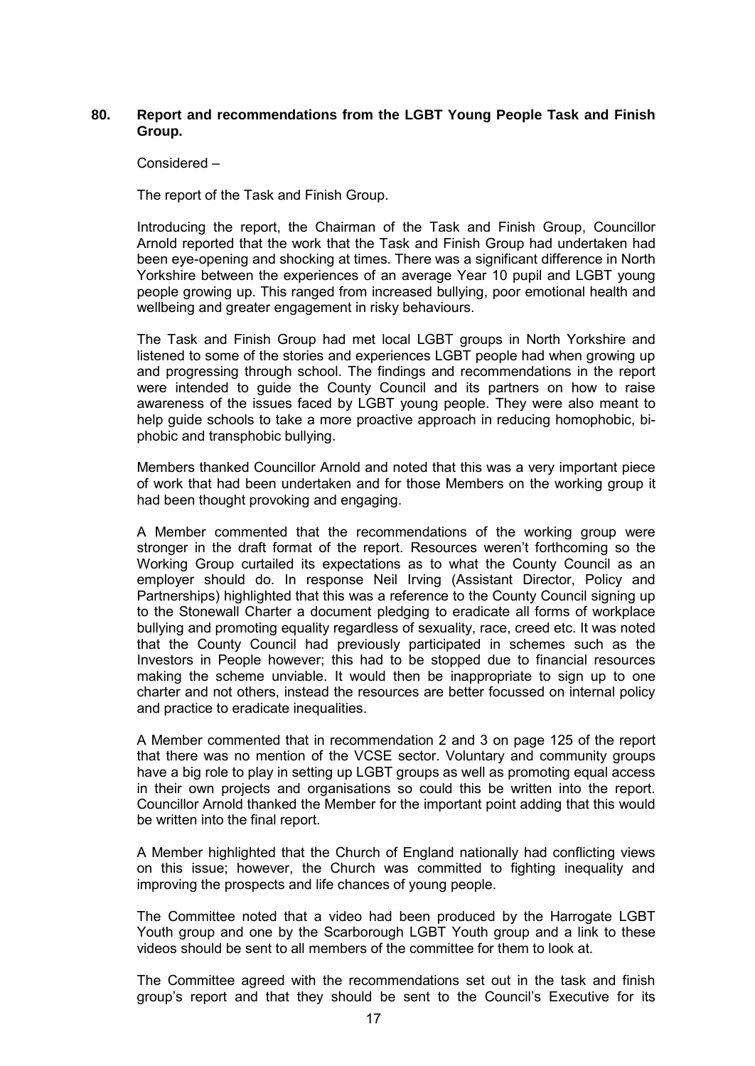## 80. Report and recommendations from the LGBT Young People Task and Finish Group.

Considered –

The report of the Task and Finish Group.

Introducing the report, the Chairman of the Task and Finish Group, Councillor Arnold reported that the work that the Task and Finish Group had undertaken had been eye-opening and shocking at times. There was a significant difference in North Yorkshire between the experiences of an average Year 10 pupil and LGBT young people growing up. This ranged from increased bullying, poor emotional health and wellbeing and greater engagement in risky behaviours.

The Task and Finish Group had met local LGBT groups in North Yorkshire and listened to some of the stories and experiences LGBT people had when growing up and progressing through school. The findings and recommendations in the report were intended to guide the County Council and its partners on how to raise awareness of the issues faced by LGBT young people. They were also meant to help guide schools to take a more proactive approach in reducing homophobic, bi-phobic and transphobic bullying.

Members thanked Councillor Arnold and noted that this was a very important piece of work that had been undertaken and for those Members on the working group it had been thought provoking and engaging.

A Member commented that the recommendations of the working group were stronger in the draft format of the report. Resources weren't forthcoming so the Working Group curtailed its expectations as to what the County Council as an employer should do. In response Neil Irving (Assistant Director, Policy and Partnerships) highlighted that this was a reference to the County Council signing up to the Stonewall Charter a document pledging to eradicate all forms of workplace bullying and promoting equality regardless of sexuality, race, creed etc. It was noted that the County Council had previously participated in schemes such as the Investors in People however; this had to be stopped due to financial resources making the scheme unviable. It would then be inappropriate to sign up to one charter and not others, instead the resources are better focussed on internal policy and practice to eradicate inequalities.

A Member commented that in recommendation 2 and 3 on page 125 of the report that there was no mention of the VCSE sector. Voluntary and community groups have a big role to play in setting up LGBT groups as well as promoting equal access in their own projects and organisations so could this be written into the report. Councillor Arnold thanked the Member for the important point adding that this would be written into the final report.

A Member highlighted that the Church of England nationally had conflicting views on this issue; however, the Church was committed to fighting inequality and improving the prospects and life chances of young people.

The Committee noted that a video had been produced by the Harrogate LGBT Youth group and one by the Scarborough LGBT Youth group and a link to these videos should be sent to all members of the committee for them to look at.

The Committee agreed with the recommendations set out in the task and finish group's report and that they should be sent to the Council's Executive for its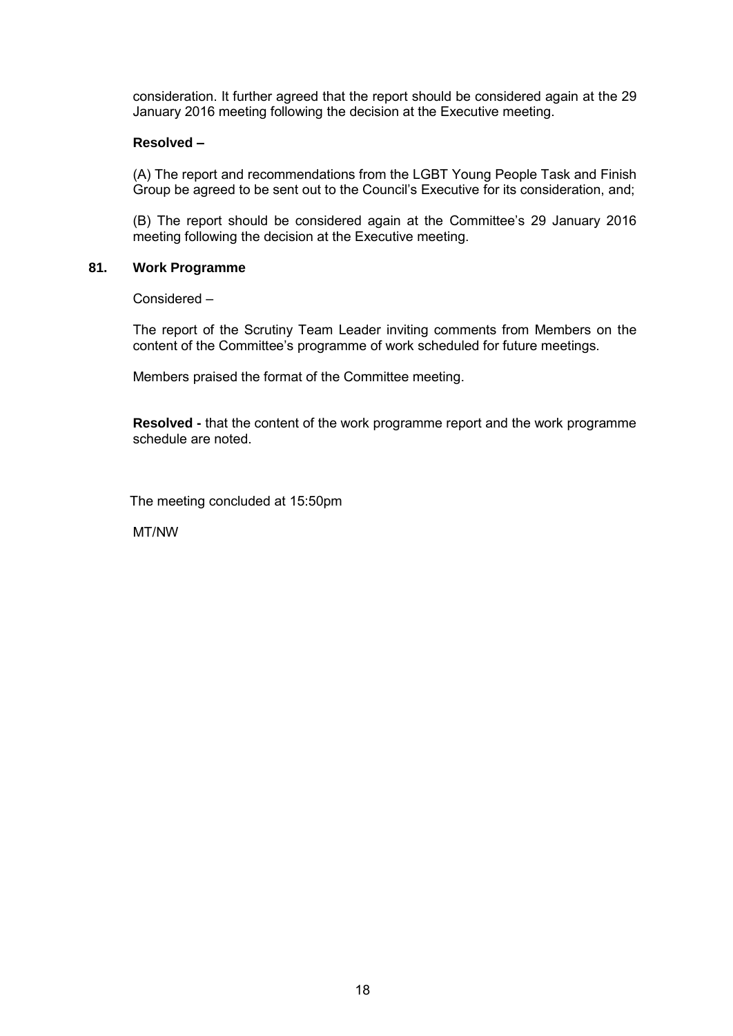consideration. It further agreed that the report should be considered again at the 29 January 2016 meeting following the decision at the Executive meeting.

**Resolved –**

(A) The report and recommendations from the LGBT Young People Task and Finish Group be agreed to be sent out to the Council's Executive for its consideration, and;

(B) The report should be considered again at the Committee's 29 January 2016 meeting following the decision at the Executive meeting.

### 81. Work Programme

Considered –

The report of the Scrutiny Team Leader inviting comments from Members on the content of the Committee's programme of work scheduled for future meetings.

Members praised the format of the Committee meeting.

**Resolved -** that the content of the work programme report and the work programme schedule are noted.

The meeting concluded at 15:50pm

MT/NW